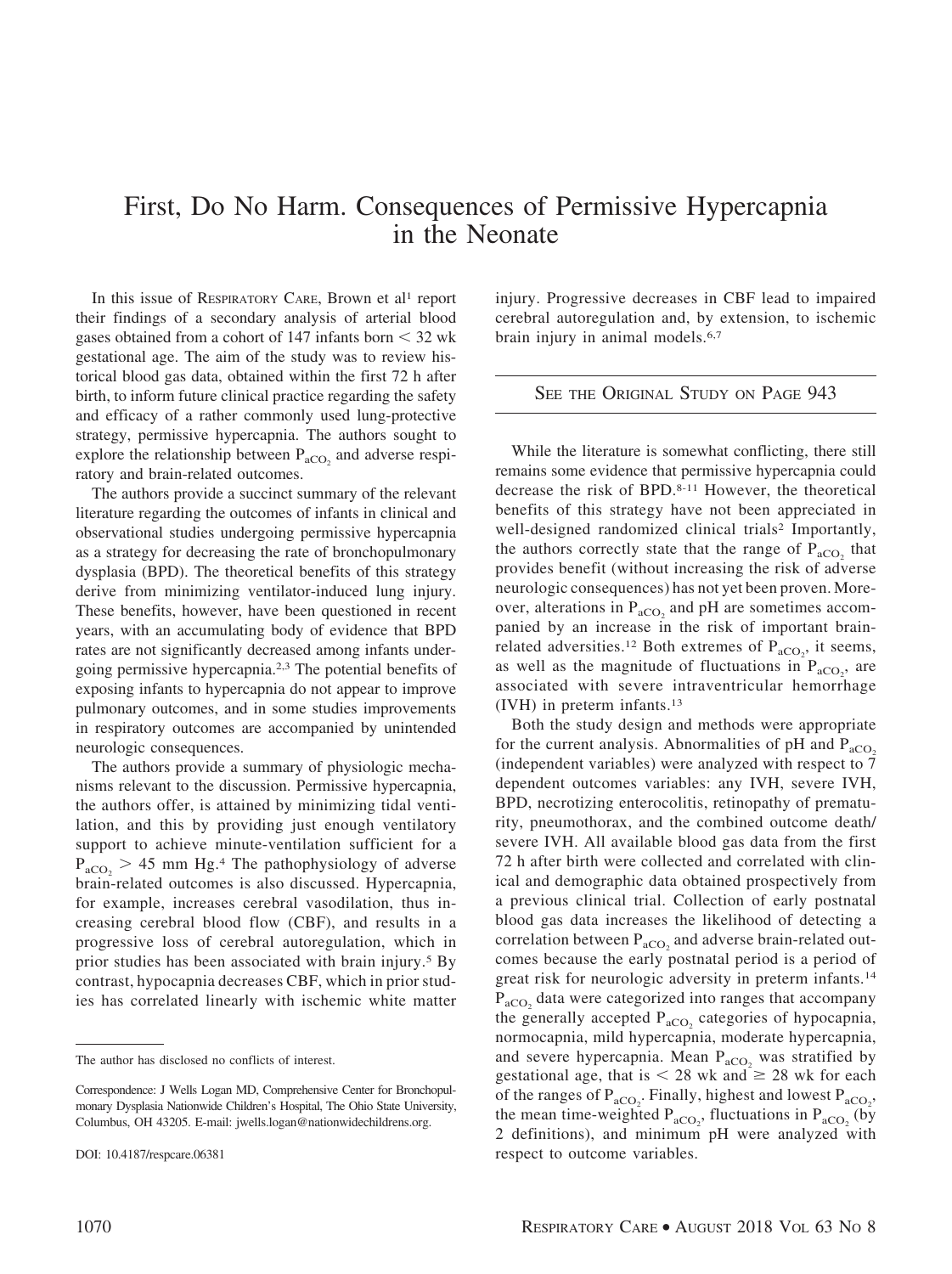# First, Do No Harm. Consequences of Permissive Hypercapnia in the Neonate

In this issue of RESPIRATORY CARE, Brown et al[1] report their findings of a secondary analysis of arterial blood gases obtained from a cohort of 147 infants born < 32 wk gestational age. The aim of the study was to review historical blood gas data, obtained within the first 72 h after birth, to inform future clinical practice regarding the safety and efficacy of a rather commonly used lung-protective strategy, permissive hypercapnia. The authors sought to explore the relationship between $P_{aCO_2}$ and adverse respiratory and brain-related outcomes.

The authors provide a succinct summary of the relevant literature regarding the outcomes of infants in clinical and observational studies undergoing permissive hypercapnia as a strategy for decreasing the rate of bronchopulmonary dysplasia (BPD). The theoretical benefits of this strategy derive from minimizing ventilator-induced lung injury. These benefits, however, have been questioned in recent years, with an accumulating body of evidence that BPD rates are not significantly decreased among infants undergoing permissive hypercapnia.[2,3] The potential benefits of exposing infants to hypercapnia do not appear to improve pulmonary outcomes, and in some studies improvements in respiratory outcomes are accompanied by unintended neurologic consequences.

The authors provide a summary of physiologic mechanisms relevant to the discussion. Permissive hypercapnia, the authors offer, is attained by minimizing tidal ventilation, and this by providing just enough ventilatory support to achieve minute-ventilation sufficient for a $P_{aCO_2} > 45$ mm Hg.[4] The pathophysiology of adverse brain-related outcomes is also discussed. Hypercapnia, for example, increases cerebral vasodilation, thus increasing cerebral blood flow (CBF), and results in a progressive loss of cerebral autoregulation, which in prior studies has been associated with brain injury.[5] By contrast, hypocapnia decreases CBF, which in prior studies has correlated linearly with ischemic white matter injury. Progressive decreases in CBF lead to impaired cerebral autoregulation and, by extension, to ischemic brain injury in animal models.[6,7]

SEE THE ORIGINAL STUDY ON PAGE 943

While the literature is somewhat conflicting, there still remains some evidence that permissive hypercapnia could decrease the risk of BPD.[8-11] However, the theoretical benefits of this strategy have not been appreciated in well-designed randomized clinical trials[2] Importantly, the authors correctly state that the range of $P_{aCO_2}$ that provides benefit (without increasing the risk of adverse neurologic consequences) has not yet been proven. Moreover, alterations in $P_{aCO_2}$ and pH are sometimes accompanied by an increase in the risk of important brain-related adversities.[12] Both extremes of $P_{aCO_2}$, it seems, as well as the magnitude of fluctuations in $P_{aCO_2}$, are associated with severe intraventricular hemorrhage (IVH) in preterm infants.[13]

Both the study design and methods were appropriate for the current analysis. Abnormalities of pH and $P_{aCO_2}$ (independent variables) were analyzed with respect to 7 dependent outcomes variables: any IVH, severe IVH, BPD, necrotizing enterocolitis, retinopathy of prematurity, pneumothorax, and the combined outcome death/severe IVH. All available blood gas data from the first 72 h after birth were collected and correlated with clinical and demographic data obtained prospectively from a previous clinical trial. Collection of early postnatal blood gas data increases the likelihood of detecting a correlation between $P_{aCO_2}$ and adverse brain-related outcomes because the early postnatal period is a period of great risk for neurologic adversity in preterm infants.[14] $P_{aCO_2}$ data were categorized into ranges that accompany the generally accepted $P_{aCO_2}$ categories of hypocapnia, normocapnia, mild hypercapnia, moderate hypercapnia, and severe hypercapnia. Mean $P_{aCO_2}$ was stratified by gestational age, that is < 28 wk and ≥ 28 wk for each of the ranges of $P_{aCO_2}$. Finally, highest and lowest $P_{aCO_2}$, the mean time-weighted $P_{aCO_2}$, fluctuations in $P_{aCO_2}$ (by 2 definitions), and minimum pH were analyzed with respect to outcome variables.

---

The author has disclosed no conflicts of interest.

Correspondence: J Wells Logan MD, Comprehensive Center for Bronchopulmonary Dysplasia Nationwide Children's Hospital, The Ohio State University, Columbus, OH 43205. E-mail: jwells.logan@nationwidechildrens.org.

DOI: 10.4187/respcare.06381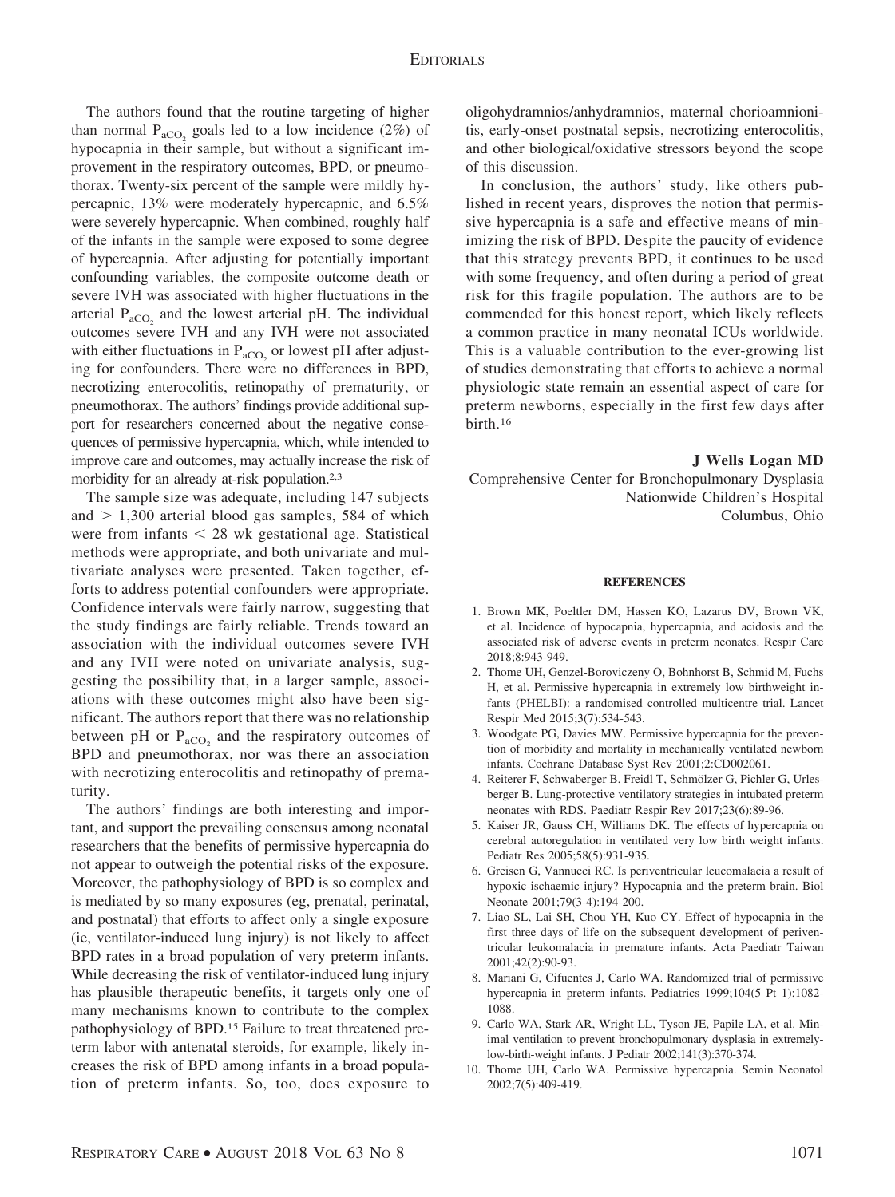The authors found that the routine targeting of higher than normal $P_{aCO_2}$ goals led to a low incidence (2%) of hypocapnia in their sample, but without a significant improvement in the respiratory outcomes, BPD, or pneumothorax. Twenty-six percent of the sample were mildly hypercapnic, 13% were moderately hypercapnic, and 6.5% were severely hypercapnic. When combined, roughly half of the infants in the sample were exposed to some degree of hypercapnia. After adjusting for potentially important confounding variables, the composite outcome death or severe IVH was associated with higher fluctuations in the arterial $P_{aCO_2}$ and the lowest arterial pH. The individual outcomes severe IVH and any IVH were not associated with either fluctuations in $P_{aCO_2}$ or lowest pH after adjusting for confounders. There were no differences in BPD, necrotizing enterocolitis, retinopathy of prematurity, or pneumothorax. The authors' findings provide additional support for researchers concerned about the negative consequences of permissive hypercapnia, which, while intended to improve care and outcomes, may actually increase the risk of morbidity for an already at-risk population.[2,3]

The sample size was adequate, including 147 subjects and > 1,300 arterial blood gas samples, 584 of which were from infants < 28 wk gestational age. Statistical methods were appropriate, and both univariate and multivariate analyses were presented. Taken together, efforts to address potential confounders were appropriate. Confidence intervals were fairly narrow, suggesting that the study findings are fairly reliable. Trends toward an association with the individual outcomes severe IVH and any IVH were noted on univariate analysis, suggesting the possibility that, in a larger sample, associations with these outcomes might also have been significant. The authors report that there was no relationship between pH or $P_{aCO_2}$ and the respiratory outcomes of BPD and pneumothorax, nor was there an association with necrotizing enterocolitis and retinopathy of prematurity.

The authors' findings are both interesting and important, and support the prevailing consensus among neonatal researchers that the benefits of permissive hypercapnia do not appear to outweigh the potential risks of the exposure. Moreover, the pathophysiology of BPD is so complex and is mediated by so many exposures (eg, prenatal, perinatal, and postnatal) that efforts to affect only a single exposure (ie, ventilator-induced lung injury) is not likely to affect BPD rates in a broad population of very preterm infants. While decreasing the risk of ventilator-induced lung injury has plausible therapeutic benefits, it targets only one of many mechanisms known to contribute to the complex pathophysiology of BPD.[15] Failure to treat threatened preterm labor with antenatal steroids, for example, likely increases the risk of BPD among infants in a broad population of preterm infants. So, too, does exposure to oligohydramnios/anhydramnios, maternal chorioamnionitis, early-onset postnatal sepsis, necrotizing enterocolitis, and other biological/oxidative stressors beyond the scope of this discussion.

In conclusion, the authors' study, like others published in recent years, disproves the notion that permissive hypercapnia is a safe and effective means of minimizing the risk of BPD. Despite the paucity of evidence that this strategy prevents BPD, it continues to be used with some frequency, and often during a period of great risk for this fragile population. The authors are to be commended for this honest report, which likely reflects a common practice in many neonatal ICUs worldwide. This is a valuable contribution to the ever-growing list of studies demonstrating that efforts to achieve a normal physiologic state remain an essential aspect of care for preterm newborns, especially in the first few days after birth.[16]

**J Wells Logan MD**
Comprehensive Center for Bronchopulmonary Dysplasia
Nationwide Children's Hospital
Columbus, Ohio

## REFERENCES

1. Brown MK, Poeltler DM, Hassen KO, Lazarus DV, Brown VK, et al. Incidence of hypocapnia, hypercapnia, and acidosis and the associated risk of adverse events in preterm neonates. Respir Care 2018;8:943-949.
2. Thome UH, Genzel-Boroviczeny O, Bohnhorst B, Schmid M, Fuchs H, et al. Permissive hypercapnia in extremely low birthweight infants (PHELBI): a randomised controlled multicentre trial. Lancet Respir Med 2015;3(7):534-543.
3. Woodgate PG, Davies MW. Permissive hypercapnia for the prevention of morbidity and mortality in mechanically ventilated newborn infants. Cochrane Database Syst Rev 2001;2:CD002061.
4. Reiterer F, Schwaberger B, Freidl T, Schmölzer G, Pichler G, Urlesberger B. Lung-protective ventilatory strategies in intubated preterm neonates with RDS. Paediatr Respir Rev 2017;23(6):89-96.
5. Kaiser JR, Gauss CH, Williams DK. The effects of hypercapnia on cerebral autoregulation in ventilated very low birth weight infants. Pediatr Res 2005;58(5):931-935.
6. Greisen G, Vannucci RC. Is periventricular leucomalacia a result of hypoxic-ischaemic injury? Hypocapnia and the preterm brain. Biol Neonate 2001;79(3-4):194-200.
7. Liao SL, Lai SH, Chou YH, Kuo CY. Effect of hypocapnia in the first three days of life on the subsequent development of periventricular leukomalacia in premature infants. Acta Paediatr Taiwan 2001;42(2):90-93.
8. Mariani G, Cifuentes J, Carlo WA. Randomized trial of permissive hypercapnia in preterm infants. Pediatrics 1999;104(5 Pt 1):1082-1088.
9. Carlo WA, Stark AR, Wright LL, Tyson JE, Papile LA, et al. Minimal ventilation to prevent bronchopulmonary dysplasia in extremely-low-birth-weight infants. J Pediatr 2002;141(3):370-374.
10. Thome UH, Carlo WA. Permissive hypercapnia. Semin Neonatol 2002;7(5):409-419.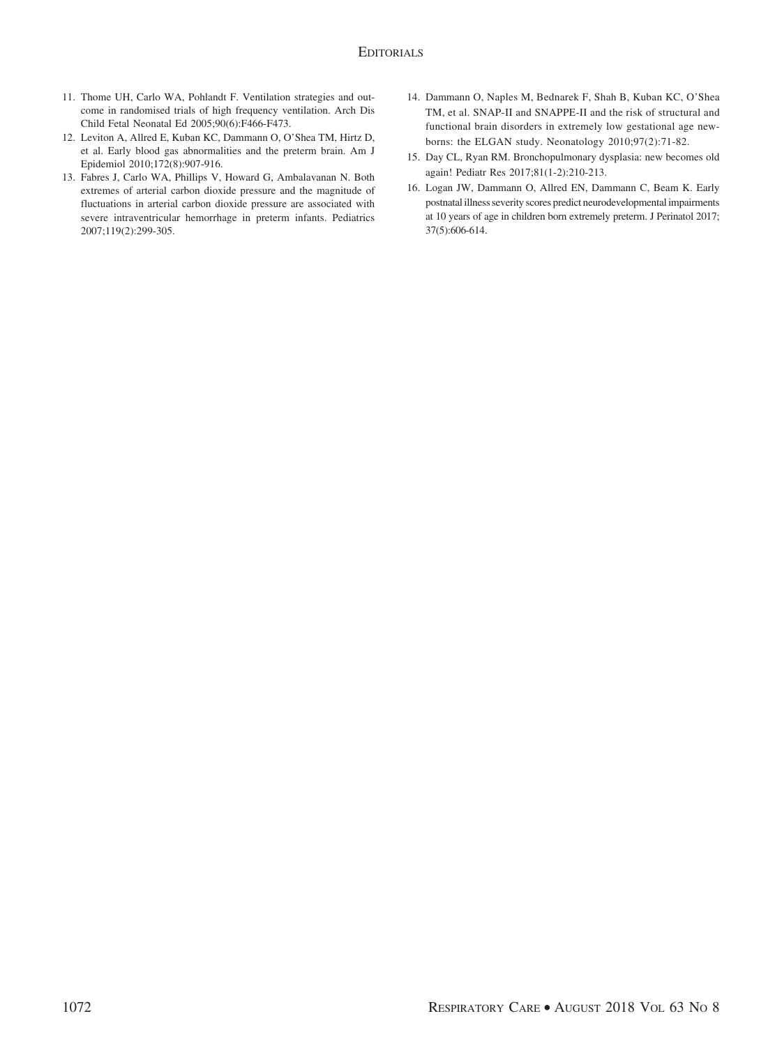11. Thome UH, Carlo WA, Pohlandt F. Ventilation strategies and outcome in randomised trials of high frequency ventilation. Arch Dis Child Fetal Neonatal Ed 2005;90(6):F466-F473.
12. Leviton A, Allred E, Kuban KC, Dammann O, O'Shea TM, Hirtz D, et al. Early blood gas abnormalities and the preterm brain. Am J Epidemiol 2010;172(8):907-916.
13. Fabres J, Carlo WA, Phillips V, Howard G, Ambalavanan N. Both extremes of arterial carbon dioxide pressure and the magnitude of fluctuations in arterial carbon dioxide pressure are associated with severe intraventricular hemorrhage in preterm infants. Pediatrics 2007;119(2):299-305.
14. Dammann O, Naples M, Bednarek F, Shah B, Kuban KC, O'Shea TM, et al. SNAP-II and SNAPPE-II and the risk of structural and functional brain disorders in extremely low gestational age newborns: the ELGAN study. Neonatology 2010;97(2):71-82.
15. Day CL, Ryan RM. Bronchopulmonary dysplasia: new becomes old again! Pediatr Res 2017;81(1-2):210-213.
16. Logan JW, Dammann O, Allred EN, Dammann C, Beam K. Early postnatal illness severity scores predict neurodevelopmental impairments at 10 years of age in children born extremely preterm. J Perinatol 2017; 37(5):606-614.